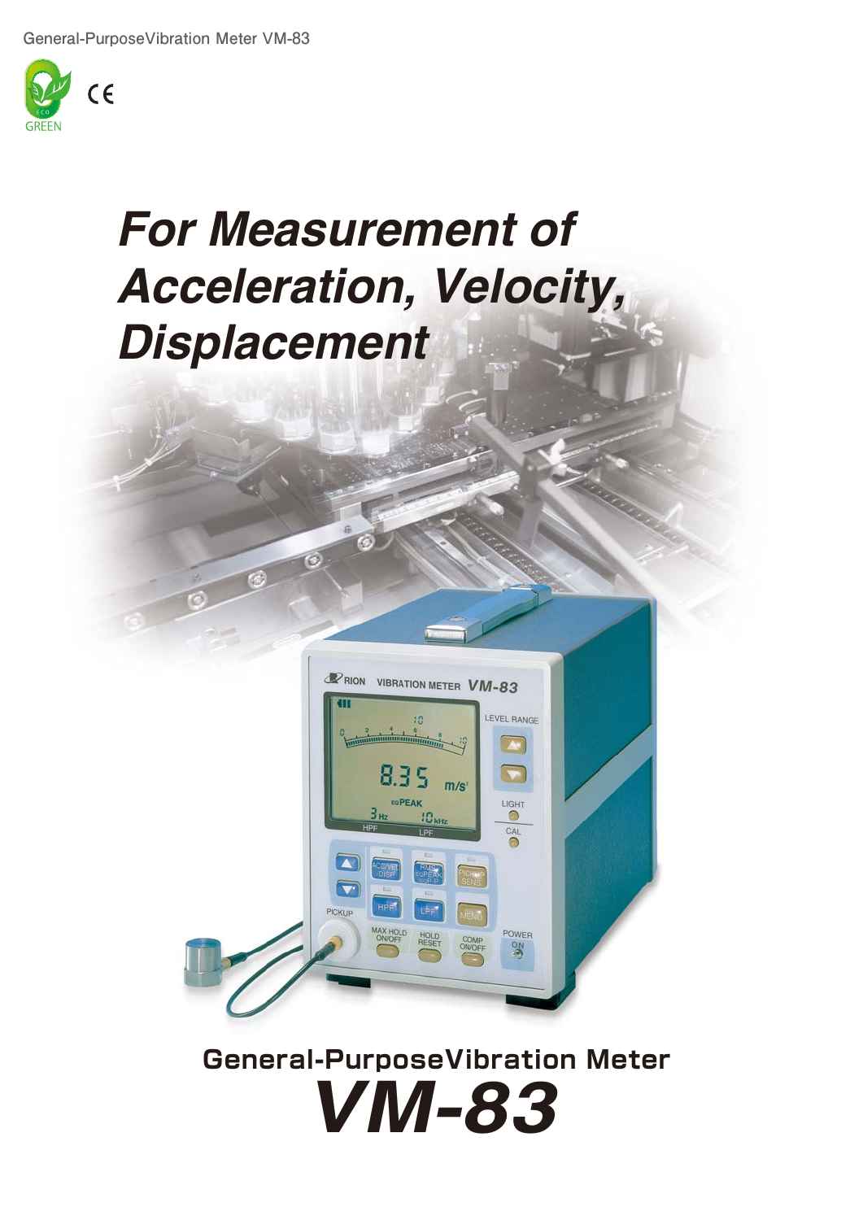# For Measurement of Acceleration, Velocity, Displacement

## General-PurposeVibration Meter

# VM-83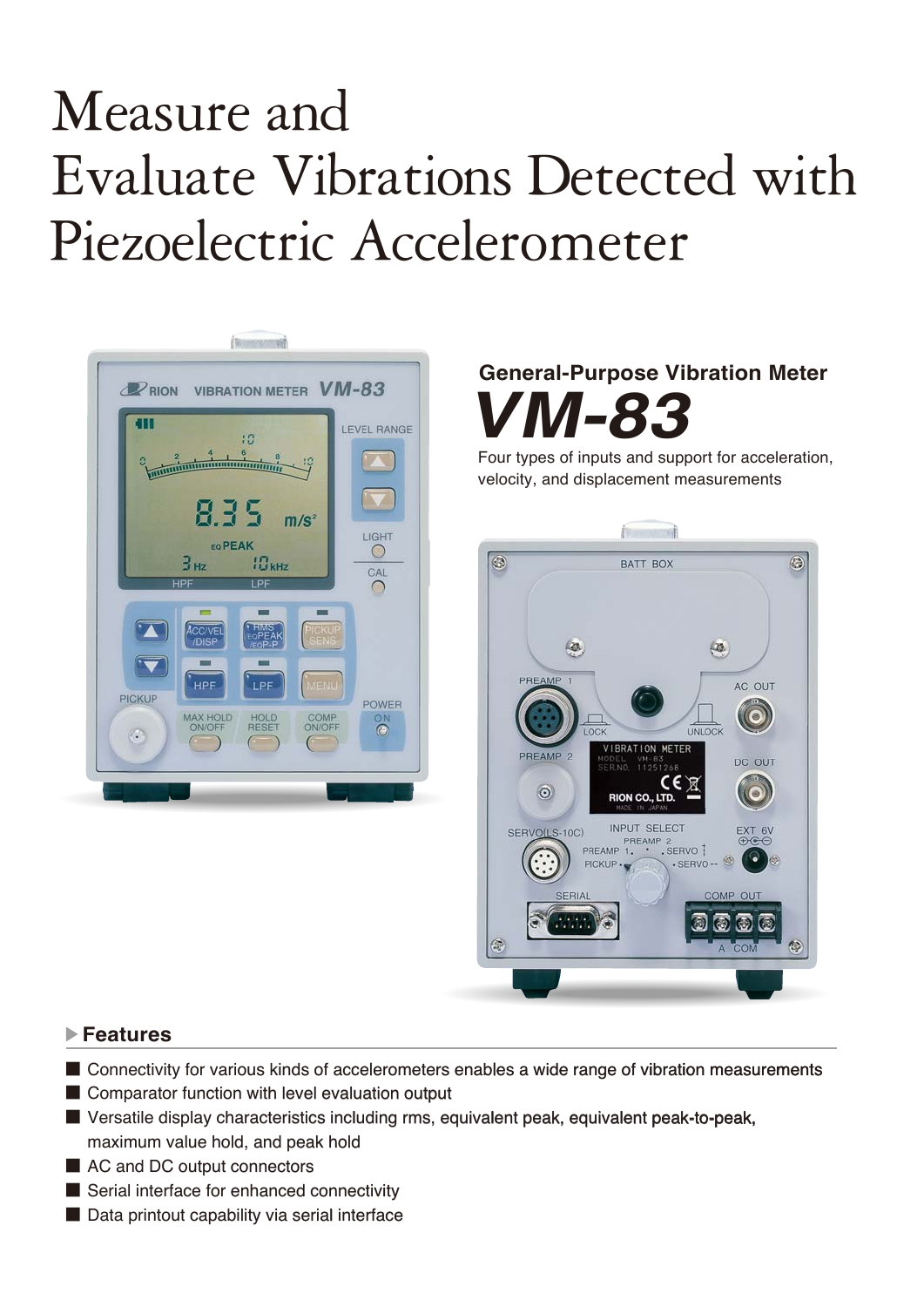# Measure and Evaluate Vibrations Detected with Piezoelectric Accelerometer

## General-Purpose Vibration Meter

# *VM-83*

Four types of inputs and support for acceleration, velocity, and displacement measurements

### Features

- Connectivity for various kinds of accelerometers enables a wide range of vibration measurements
- Comparator function with level evaluation output
- Versatile display characteristics including rms, equivalent peak, equivalent peak-to-peak, maximum value hold, and peak hold
- AC and DC output connectors
- Serial interface for enhanced connectivity
- Data printout capability via serial interface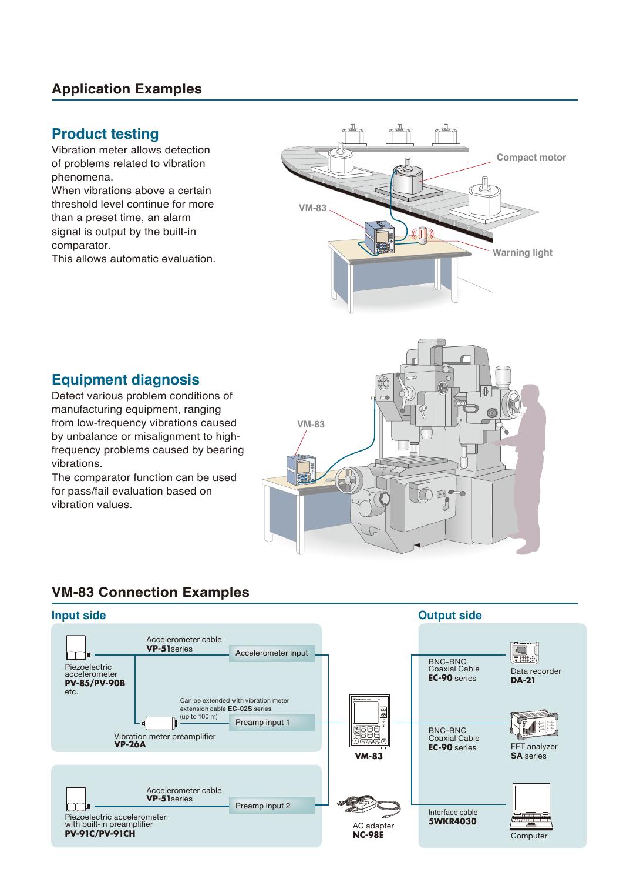## Application Examples

### Product testing

Vibration meter allows detection of problems related to vibration phenomena.
When vibrations above a certain threshold level continue for more than a preset time, an alarm signal is output by the built-in comparator.
This allows automatic evaluation.

Compact motor

VM-83

Warning light

### Equipment diagnosis

Detect various problem conditions of manufacturing equipment, ranging from low-frequency vibrations caused by unbalance or misalignment to high-frequency problems caused by bearing vibrations.
The comparator function can be used for pass/fail evaluation based on vibration values.

VM-83

## VM-83 Connection Examples

### Input side

Piezoelectric accelerometer **PV-85/PV-90B** etc.

Accelerometer cable **VP-51**series → Accelerometer input

Can be extended with vibration meter extension cable **EC-02S** series (up to 100 m)

Vibration meter preamplifier **VP-26A** → Preamp input 1

Piezoelectric accelerometer with built-in preamplifier **PV-91C/PV-91CH**

Accelerometer cable **VP-51**series → Preamp input 2

**VM-83**

AC adapter **NC-98E**

### Output side

BNC-BNC Coaxial Cable **EC-90** series → Data recorder **DA-21**

BNC-BNC Coaxial Cable **EC-90** series → FFT analyzer **SA** series

Interface cable **5WKR4030** → Computer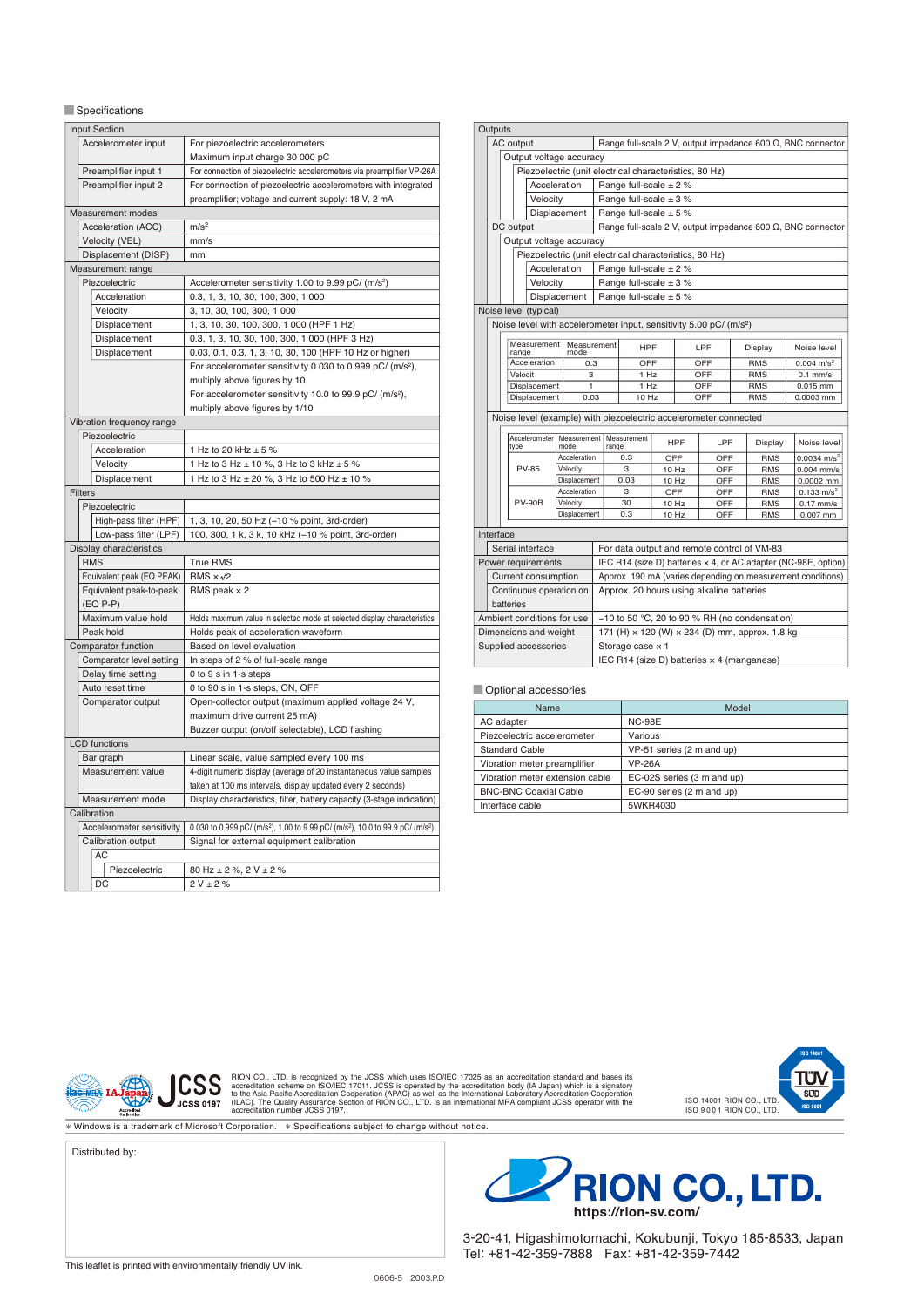## Specifications

| | |
|---|---|
| **Input Section** | |
| Accelerometer input | For piezoelectric accelerometers<br>Maximum input charge 30 000 pC |
| Preamplifier input 1 | For connection of piezoelectric accelerometers via preamplifier VP-26A |
| Preamplifier input 2 | For connection of piezoelectric accelerometers with integrated preamplifier; voltage and current supply: 18 V, 2 mA |
| **Measurement modes** | |
| Acceleration (ACC) | $m/s^2$ |
| Velocity (VEL) | mm/s |
| Displacement (DISP) | mm |
| **Measurement range** | |
| Piezoelectric | Accelerometer sensitivity 1.00 to 9.99 pC/ ($m/s^2$) |
| Acceleration | 0.3, 1, 3, 10, 30, 100, 300, 1 000 |
| Velocity | 3, 10, 30, 100, 300, 1 000 |
| Displacement | 1, 3, 10, 30, 100, 300, 1 000 (HPF 1 Hz) |
| Displacement | 0.3, 1, 3, 10, 30, 100, 300, 1 000 (HPF 3 Hz) |
| Displacement | 0.03, 0.1, 0.3, 1, 3, 10, 30, 100 (HPF 10 Hz or higher) |
| | For accelerometer sensitivity 0.030 to 0.999 pC/ ($m/s^2$), multiply above figures by 10<br>For accelerometer sensitivity 10.0 to 99.9 pC/ ($m/s^2$), multiply above figures by 1/10 |
| **Vibration frequency range** | |
| Piezoelectric | |
| Acceleration | 1 Hz to 20 kHz ± 5 % |
| Velocity | 1 Hz to 3 Hz ± 10 %, 3 Hz to 3 kHz ± 5 % |
| Displacement | 1 Hz to 3 Hz ± 20 %, 3 Hz to 500 Hz ± 10 % |
| **Filters** | |
| Piezoelectric | |
| High-pass filter (HPF) | 1, 3, 10, 20, 50 Hz (−10 % point, 3rd-order) |
| Low-pass filter (LPF) | 100, 300, 1 k, 3 k, 10 kHz (−10 % point, 3rd-order) |
| **Display characteristics** | |
| RMS | True RMS |
| Equivalent peak (EQ PEAK) | RMS × $\sqrt{2}$ |
| Equivalent peak-to-peak (EQ P-P) | RMS peak × 2 |
| Maximum value hold | Holds maximum value in selected mode at selected display characteristics |
| Peak hold | Holds peak of acceleration waveform |
| **Comparator function** | Based on level evaluation |
| Comparator level setting | In steps of 2 % of full-scale range |
| Delay time setting | 0 to 9 s in 1-s steps |
| Auto reset time | 0 to 90 s in 1-s steps, ON, OFF |
| Comparator output | Open-collector output (maximum applied voltage 24 V, maximum drive current 25 mA)<br>Buzzer output (on/off selectable), LCD flashing |
| **LCD functions** | |
| Bar graph | Linear scale, value sampled every 100 ms |
| Measurement value | 4-digit numeric display (average of 20 instantaneous value samples taken at 100 ms intervals, display updated every 2 seconds) |
| Measurement mode | Display characteristics, filter, battery capacity (3-stage indication) |
| **Calibration** | |
| Accelerometer sensitivity | 0.030 to 0.999 pC/ ($m/s^2$), 1.00 to 9.99 pC/ ($m/s^2$), 10.0 to 99.9 pC/ ($m/s^2$) |
| Calibration output | Signal for external equipment calibration |
| AC | |
| Piezoelectric | 80 Hz ± 2 %, 2 V ± 2 % |
| DC | 2 V ± 2 % |

| | |
|---|---|
| **Outputs** | |
| AC output | Range full-scale 2 V, output impedance 600 Ω, BNC connector |
| Output voltage accuracy | |
| Piezoelectric (unit electrical characteristics, 80 Hz) | |
| Acceleration | Range full-scale ± 2 % |
| Velocity | Range full-scale ± 3 % |
| Displacement | Range full-scale ± 5 % |
| DC output | Range full-scale 2 V, output impedance 600 Ω, BNC connector |
| Output voltage accuracy | |
| Piezoelectric (unit electrical characteristics, 80 Hz) | |
| Acceleration | Range full-scale ± 2 % |
| Velocity | Range full-scale ± 3 % |
| Displacement | Range full-scale ± 5 % |

**Noise level (typical)**

Noise level with accelerometer input, sensitivity 5.00 pC/ ($m/s^2$)

| Measurement mode | Measurement range | HPF | LPF | Display | Noise level |
|---|---|---|---|---|---|
| Acceleration | 0.3 | OFF | OFF | RMS | 0.004 $m/s^2$ |
| Velocit | 3 | 1 Hz | OFF | RMS | 0.1 mm/s |
| Displacement | 1 | 1 Hz | OFF | RMS | 0.015 mm |
| Displacement | 0.03 | 10 Hz | OFF | RMS | 0.0003 mm |

Noise level (example) with piezoelectric accelerometer connected

| Accelerometer type | Measurement mode | Measurement range | HPF | LPF | Display | Noise level |
|---|---|---|---|---|---|---|
| PV-85 | Acceleration | 0.3 | OFF | OFF | RMS | 0.0034 $m/s^2$ |
| | Velocity | 3 | 10 Hz | OFF | RMS | 0.004 mm/s |
| | Displacement | 0.03 | 10 Hz | OFF | RMS | 0.0002 mm |
| PV-90B | Acceleration | 3 | OFF | OFF | RMS | 0.133 $m/s^2$ |
| | Velocity | 30 | 10 Hz | OFF | RMS | 0.17 mm/s |
| | Displacement | 0.3 | 10 Hz | OFF | RMS | 0.007 mm |

| | |
|---|---|
| **Interface** | |
| Serial interface | For data output and remote control of VM-83 |
| **Power requirements** | IEC R14 (size D) batteries × 4, or AC adapter (NC-98E, option) |
| Current consumption | Approx. 190 mA (varies depending on measurement conditions) |
| Continuous operation on batteries | Approx. 20 hours using alkaline batteries |
| **Ambient conditions for use** | −10 to 50 °C, 20 to 90 % RH (no condensation) |
| **Dimensions and weight** | 171 (H) × 120 (W) × 234 (D) mm, approx. 1.8 kg |
| **Supplied accessories** | Storage case × 1<br>IEC R14 (size D) batteries × 4 (manganese) |

## Optional accessories

| Name | Model |
|---|---|
| AC adapter | NC-98E |
| Piezoelectric accelerometer | Various |
| Standard Cable | VP-51 series (2 m and up) |
| Vibration meter preamplifier | VP-26A |
| Vibration meter extension cable | EC-02S series (3 m and up) |
| BNC-BNC Coaxial Cable | EC-90 series (2 m and up) |
| Interface cable | 5WKR4030 |

JCSS 0197

RION CO., LTD. is recognized by the JCSS which uses ISO/IEC 17025 as an accreditation standard and bases its accreditation scheme on ISO/IEC 17011. JCSS is operated by the accreditation body (IA Japan) which is a signatory to the Asia Pacific Accreditation Cooperation (APAC) as well as the International Laboratory Accreditation Cooperation (ILAC). The Quality Assurance Section of RION CO., LTD. is an international MRA compliant JCSS operator with the accreditation number JCSS 0197.

ISO 14001 RION CO., LTD.
ISO 9001 RION CO., LTD.

* Windows is a trademark of Microsoft Corporation. * Specifications subject to change without notice.

Distributed by:

**RION CO., LTD.**
https://rion-sv.com/

3-20-41, Higashimotomachi, Kokubunji, Tokyo 185-8533, Japan
Tel: +81-42-359-7888 Fax: +81-42-359-7442

This leaflet is printed with environmentally friendly UV ink.

0606-5 2003.P.D